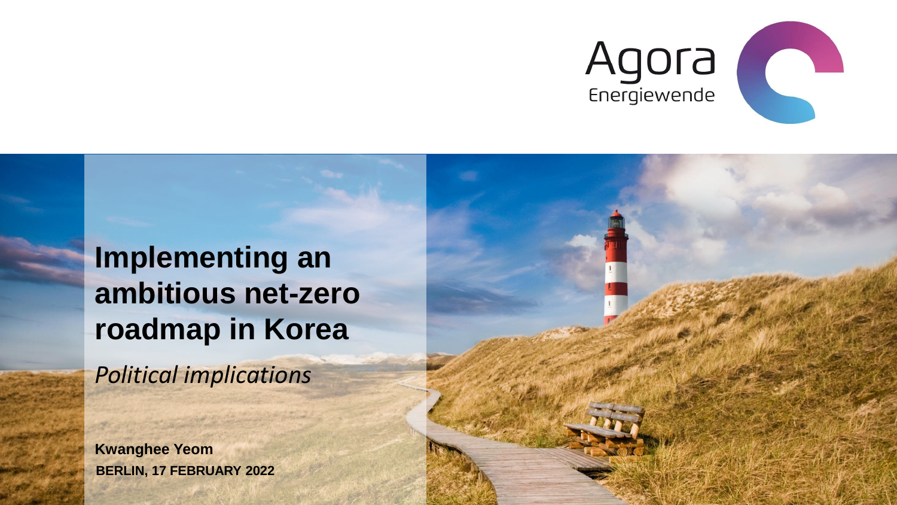Agora Energiewende

# Implementing an ambitious net-zero roadmap in Korea

*Political implications*

**Kwanghee Yeom**

**BERLIN, 17 FEBRUARY 2022**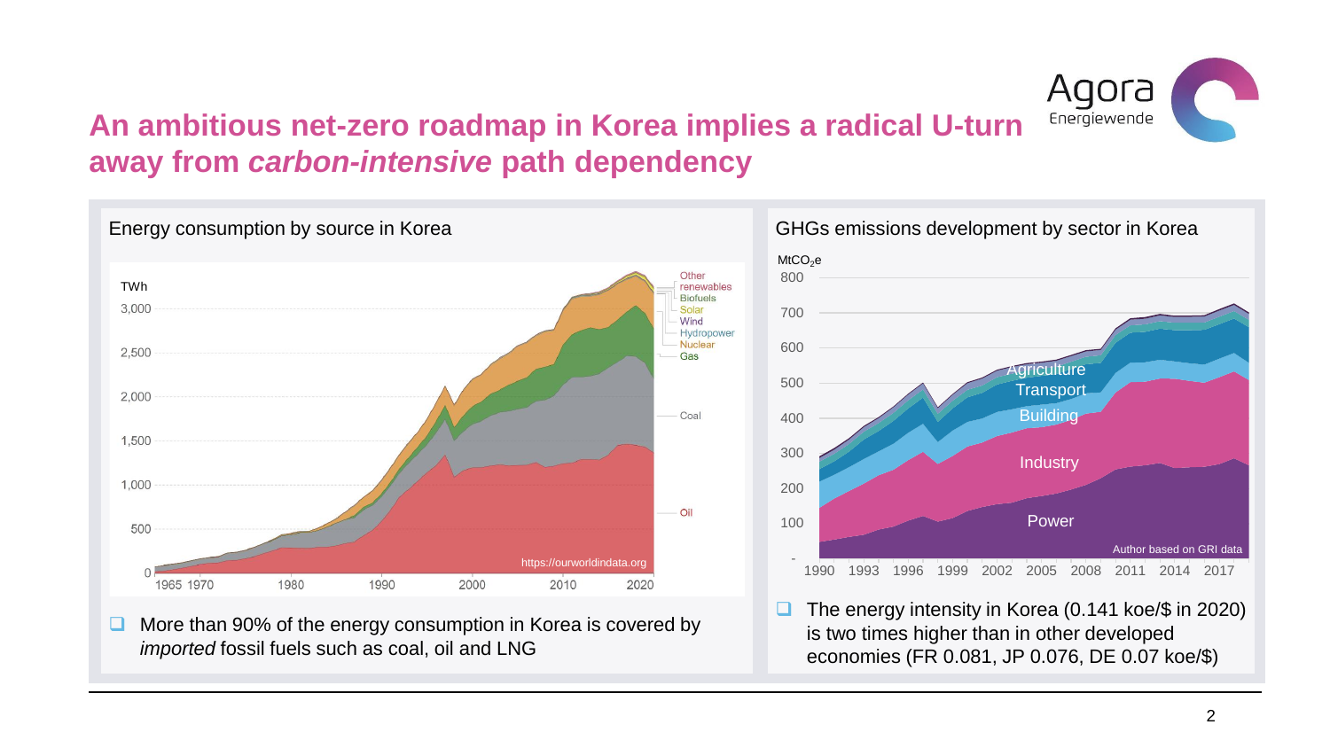# An ambitious net-zero roadmap in Korea implies a radical U-turn away from *carbon-intensive* path dependency

## Energy consumption by source in Korea

- More than 90% of the energy consumption in Korea is covered by *imported* fossil fuels such as coal, oil and LNG

## GHGs emissions development by sector in Korea

- The energy intensity in Korea (0.141 koe/$ in 2020) is two times higher than in other developed economies (FR 0.081, JP 0.076, DE 0.07 koe/$)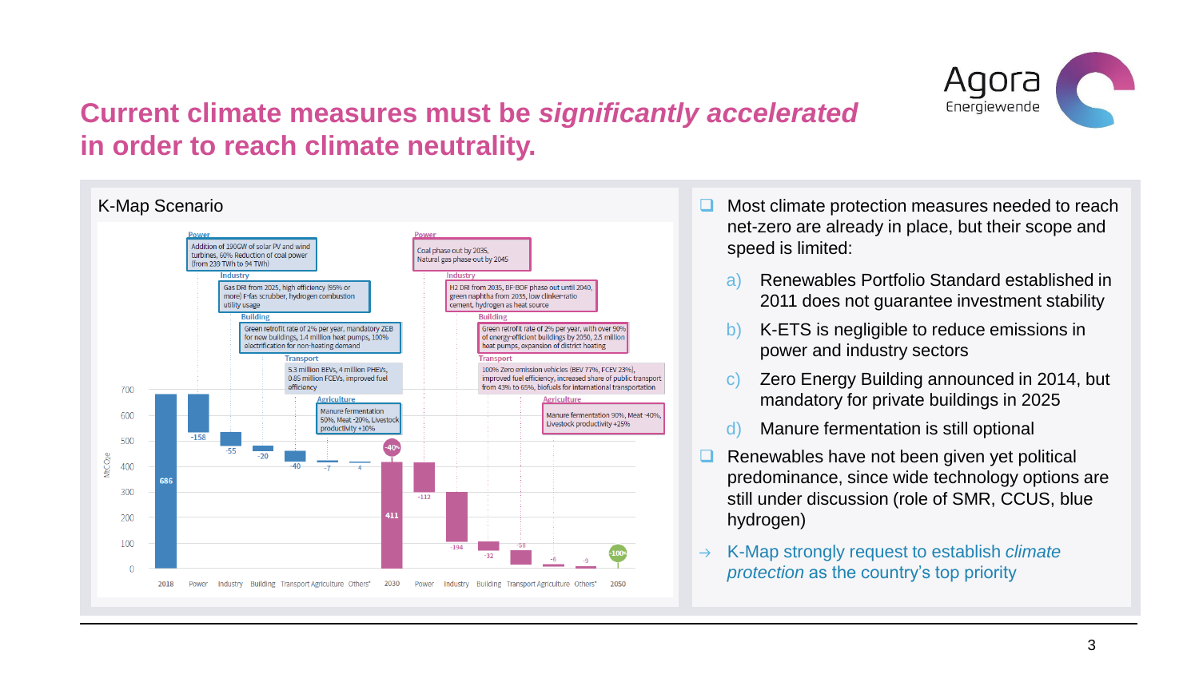# Current climate measures must be *significantly accelerated* in order to reach climate neutrality.

## K-Map Scenario

**Power**
Addition of 190GW of solar PV and wind turbines, 60% Reduction of coal power (from 239 TWh to 94 TWh)

**Industry**
Gas DRI from 2025, high efficiency (95% or more) F-fas scrubber, hydrogen combustion utility usage

**Building**
Green retrofit rate of 2% per year, mandatory ZEB for new buildings, 1.4 million heat pumps, 100% electrification for non-heating demand

**Transport**
5.3 million BEVs, 4 million PHEVs, 0.85 million FCEVs, improved fuel efficiency

**Agriculture**
Manure fermentation 50%, Meat -20%, Livestock productivity +10%

**Power**
Coal phase out by 2035, Natural gas phase-out by 2045

**Industry**
H2 DRI from 2035, BF-BOF phase out until 2040, green naphtha from 2035, low clinker-ratio cement, hydrogen as heat source

**Building**
Green retrofit rate of 2% per year, with over 90% of energy-efficient buildings by 2050, 2.5 million heat pumps, expansion of district heating

**Transport**
100% Zero emission vehicles (BEV 77%, FCEV 23%), improved fuel efficiency, increased share of public transport from 43% to 65%, biofuels for international transportation

**Agriculture**
Manure fermentation 90%, Meat -40%, Livestock productivity +25%

| | 2018 | Power | Industry | Building | Transport | Agriculture | Others* | 2030 | Power | Industry | Building | Transport | Agriculture | Others* | 2050 |
|---|---|---|---|---|---|---|---|---|---|---|---|---|---|---|---|
| $MtCO_2e$ | 686 | -158 | -55 | -20 | -40 | -7 | 4 | 411 (-40%) | -112 | -194 | -32 | -58 | -6 | -9 | -100% |

- Most climate protection measures needed to reach net-zero are already in place, but their scope and speed is limited:
  a) Renewables Portfolio Standard established in 2011 does not guarantee investment stability
  b) K-ETS is negligible to reduce emissions in power and industry sectors
  c) Zero Energy Building announced in 2014, but mandatory for private buildings in 2025
  d) Manure fermentation is still optional
- Renewables have not been given yet political predominance, since wide technology options are still under discussion (role of SMR, CCUS, blue hydrogen)

→ K-Map strongly request to establish *climate protection* as the country's top priority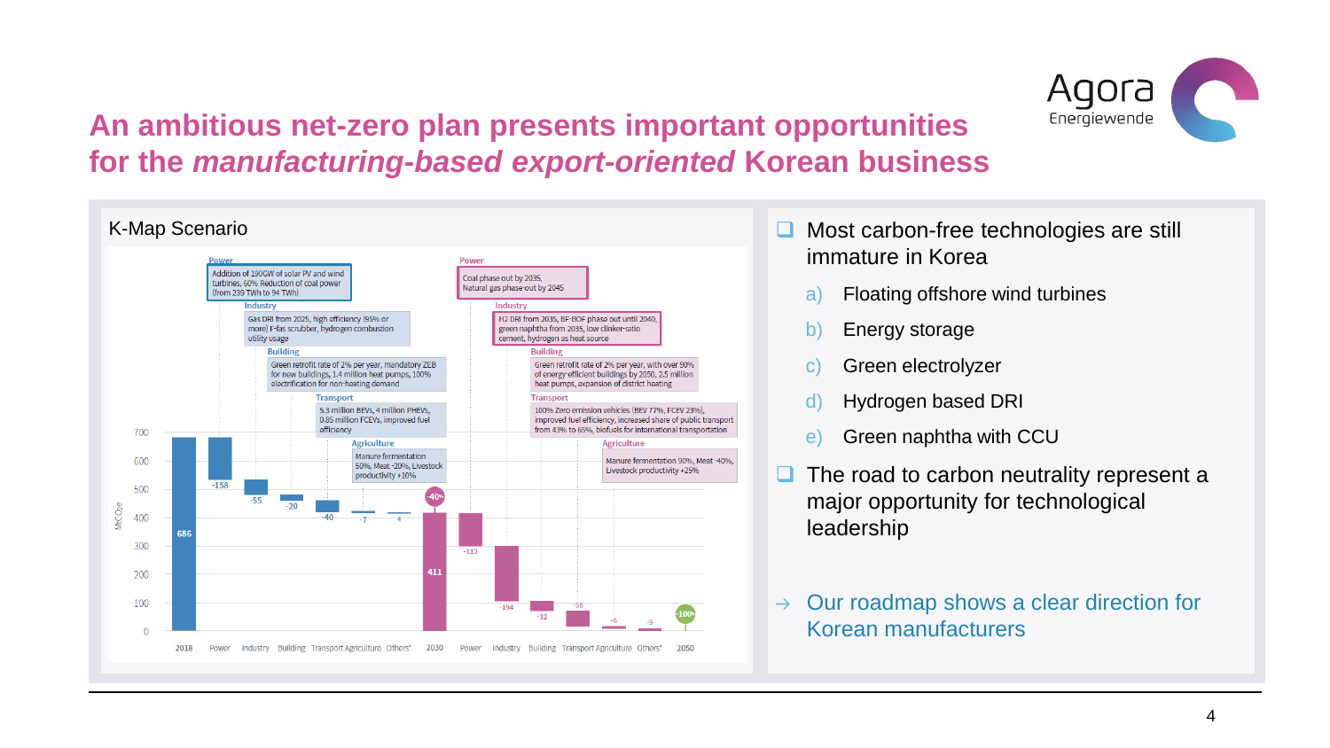# An ambitious net-zero plan presents important opportunities for the *manufacturing-based export-oriented* Korean business

## K-Map Scenario

**Power** (2018–2030): Addition of 190GW of solar PV and wind turbines, 60% Reduction of coal power (from 239 TWh to 94 TWh)

**Industry** (2018–2030): Gas DRI from 2025, high efficiency (95% or more) F-fas scrubber, hydrogen combustion utility usage

**Building** (2018–2030): Green retrofit rate of 2% per year, mandatory ZEB for new buildings, 1.4 million heat pumps, 100% electrification for non-heating demand

**Transport** (2018–2030): 5.3 million BEVs, 4 million PHEVs, 0.85 million FCEVs, improved fuel efficiency

**Agriculture** (2018–2030): Manure fermentation 50%, Meat -20%, Livestock productivity +10%

**Power** (2030–2050): Coal phase out by 2035, Natural gas phase-out by 2045

**Industry** (2030–2050): H2 DRI from 2035, BF-BOF phase out until 2040, green naphtha from 2035, low clinker-ratio cement, hydrogen as heat source

**Building** (2030–2050): Green retrofit rate of 2% per year, with over 90% of energy-efficient buildings by 2050, 2.5 million heat pumps, expansion of district heating

**Transport** (2030–2050): 100% Zero emission vehicles (BEV 77%, FCEV 23%), improved fuel efficiency, increased share of public transport from 43% to 65%, biofuels for international transportation

**Agriculture** (2030–2050): Manure fermentation 90%, Meat -40%, Livestock productivity +25%

| Step | $MtCO_2e$ |
|---|---|
| 2018 | 686 |
| Power | -158 |
| Industry | -55 |
| Building | -20 |
| Transport | -40 |
| Agriculture | -7 |
| Others* | 4 |
| 2030 | 411 (-40%) |
| Power | -112 |
| Industry | -194 |
| Building | -32 |
| Transport | -58 |
| Agriculture | -6 |
| Others* | -9 |
| 2050 | -100% |

- Most carbon-free technologies are still immature in Korea
  - a) Floating offshore wind turbines
  - b) Energy storage
  - c) Green electrolyzer
  - d) Hydrogen based DRI
  - e) Green naphtha with CCU
- The road to carbon neutrality represent a major opportunity for technological leadership

→ Our roadmap shows a clear direction for Korean manufacturers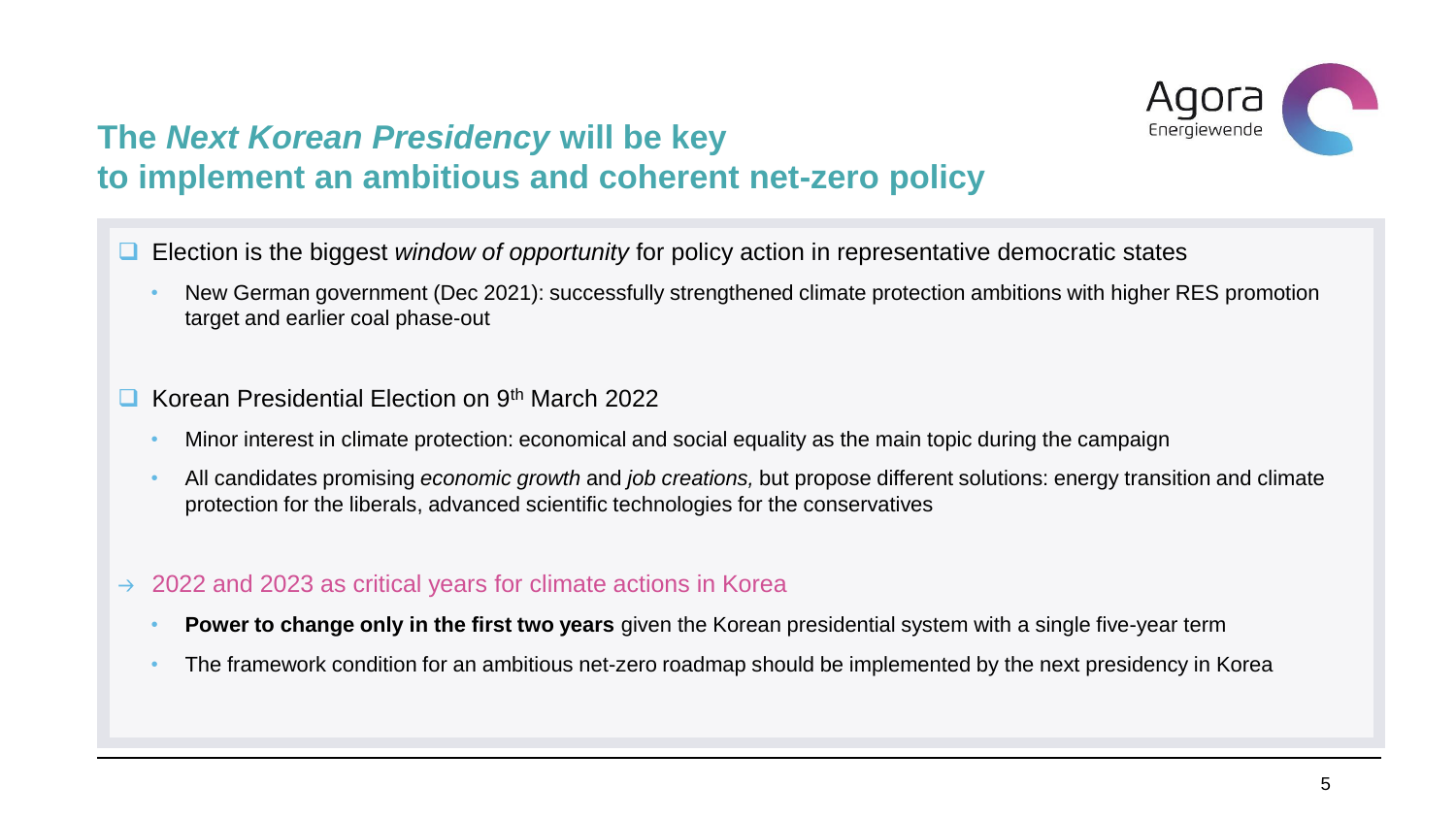# The *Next Korean Presidency* will be key to implement an ambitious and coherent net-zero policy

- Election is the biggest *window of opportunity* for policy action in representative democratic states
  - New German government (Dec 2021): successfully strengthened climate protection ambitions with higher RES promotion target and earlier coal phase-out

- Korean Presidential Election on 9th March 2022
  - Minor interest in climate protection: economical and social equality as the main topic during the campaign
  - All candidates promising *economic growth* and *job creations,* but propose different solutions: energy transition and climate protection for the liberals, advanced scientific technologies for the conservatives

→ 2022 and 2023 as critical years for climate actions in Korea

- **Power to change only in the first two years** given the Korean presidential system with a single five-year term
- The framework condition for an ambitious net-zero roadmap should be implemented by the next presidency in Korea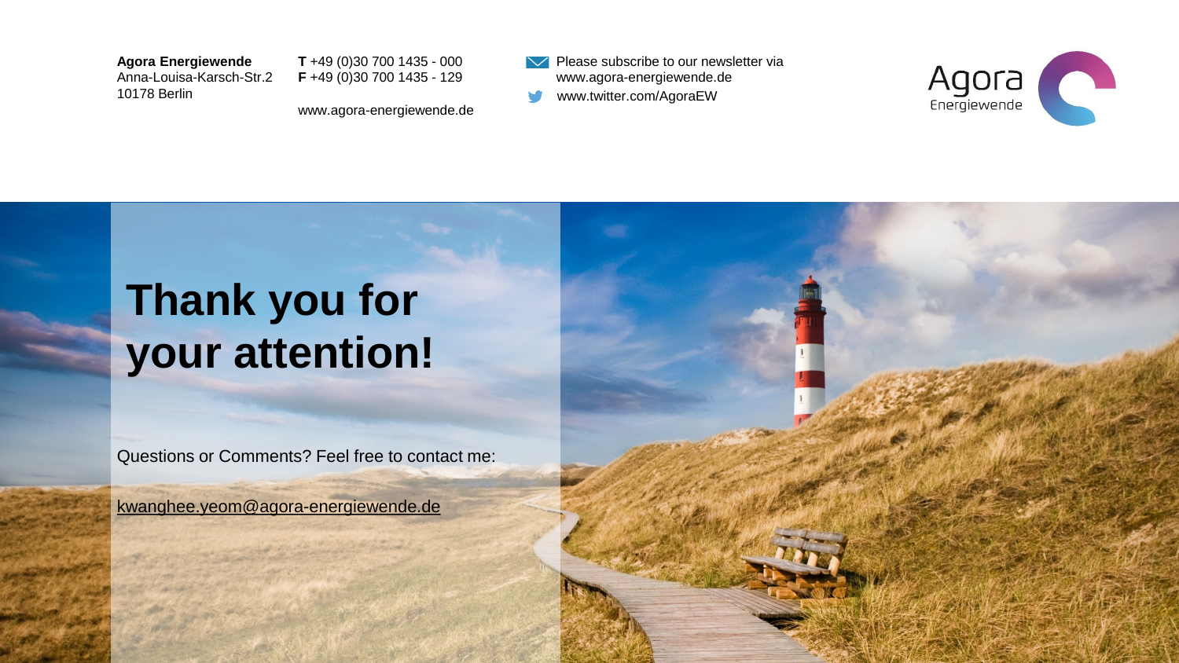**Agora Energiewende**
Anna-Louisa-Karsch-Str.2
10178 Berlin

**T** +49 (0)30 700 1435 - 000
**F** +49 (0)30 700 1435 - 129

www.agora-energiewende.de

Please subscribe to our newsletter via www.agora-energiewende.de

www.twitter.com/AgoraEW

# Thank you for your attention!

Questions or Comments? Feel free to contact me:

kwanghee.yeom@agora-energiewende.de